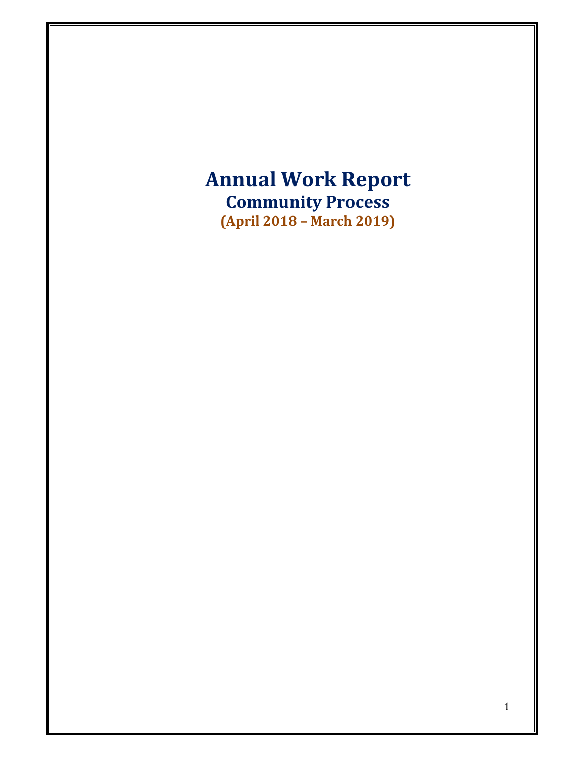# Annual Work Report

## Community Process

**(April 2018 – March 2019)**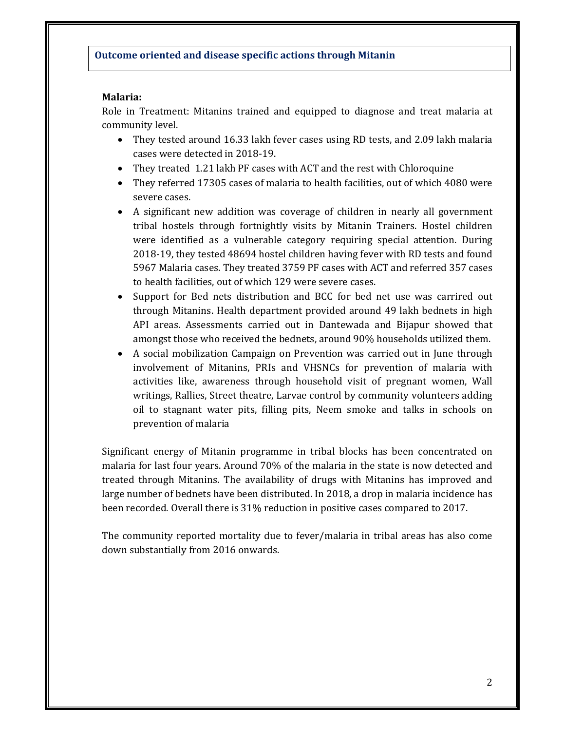## Outcome oriented and disease specific actions through Mitanin

**Malaria:**

Role in Treatment: Mitanins trained and equipped to diagnose and treat malaria at community level.

- They tested around 16.33 lakh fever cases using RD tests, and 2.09 lakh malaria cases were detected in 2018-19.
- They treated 1.21 lakh PF cases with ACT and the rest with Chloroquine
- They referred 17305 cases of malaria to health facilities, out of which 4080 were severe cases.
- A significant new addition was coverage of children in nearly all government tribal hostels through fortnightly visits by Mitanin Trainers. Hostel children were identified as a vulnerable category requiring special attention. During 2018-19, they tested 48694 hostel children having fever with RD tests and found 5967 Malaria cases. They treated 3759 PF cases with ACT and referred 357 cases to health facilities, out of which 129 were severe cases.
- Support for Bed nets distribution and BCC for bed net use was carrired out through Mitanins. Health department provided around 49 lakh bednets in high API areas. Assessments carried out in Dantewada and Bijapur showed that amongst those who received the bednets, around 90% households utilized them.
- A social mobilization Campaign on Prevention was carried out in June through involvement of Mitanins, PRIs and VHSNCs for prevention of malaria with activities like, awareness through household visit of pregnant women, Wall writings, Rallies, Street theatre, Larvae control by community volunteers adding oil to stagnant water pits, filling pits, Neem smoke and talks in schools on prevention of malaria

Significant energy of Mitanin programme in tribal blocks has been concentrated on malaria for last four years. Around 70% of the malaria in the state is now detected and treated through Mitanins. The availability of drugs with Mitanins has improved and large number of bednets have been distributed. In 2018, a drop in malaria incidence has been recorded. Overall there is 31% reduction in positive cases compared to 2017.

The community reported mortality due to fever/malaria in tribal areas has also come down substantially from 2016 onwards.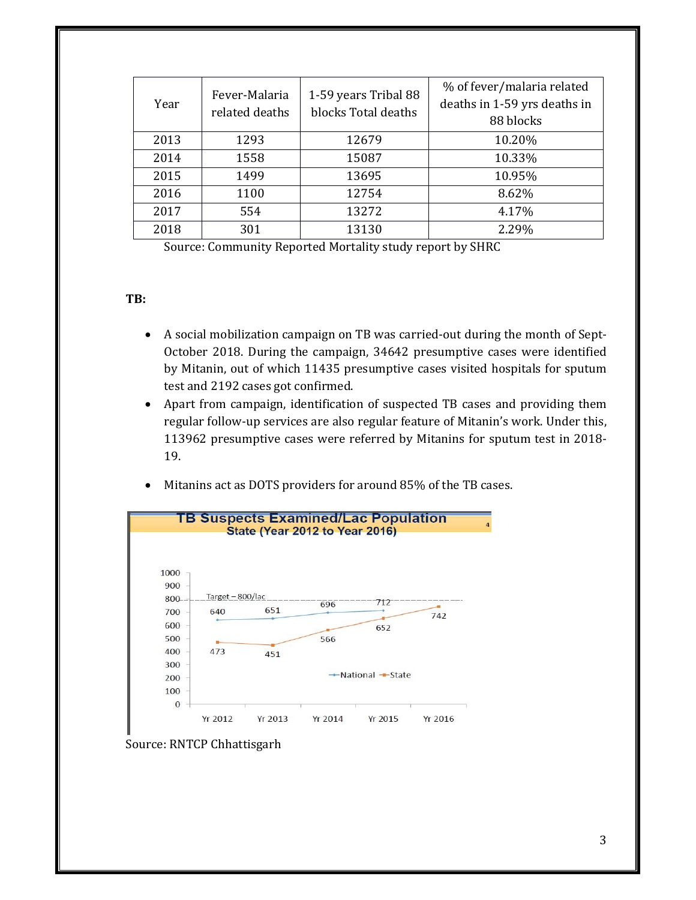| Year | Fever-Malaria related deaths | 1-59 years Tribal 88 blocks Total deaths | % of fever/malaria related deaths in 1-59 yrs deaths in 88 blocks |
|---|---|---|---|
| 2013 | 1293 | 12679 | 10.20% |
| 2014 | 1558 | 15087 | 10.33% |
| 2015 | 1499 | 13695 | 10.95% |
| 2016 | 1100 | 12754 | 8.62% |
| 2017 | 554 | 13272 | 4.17% |
| 2018 | 301 | 13130 | 2.29% |

Source: Community Reported Mortality study report by SHRC

**TB:**

- A social mobilization campaign on TB was carried-out during the month of Sept-October 2018. During the campaign, 34642 presumptive cases were identified by Mitanin, out of which 11435 presumptive cases visited hospitals for sputum test and 2192 cases got confirmed.
- Apart from campaign, identification of suspected TB cases and providing them regular follow-up services are also regular feature of Mitanin's work. Under this, 113962 presumptive cases were referred by Mitanins for sputum test in 2018-19.
- Mitanins act as DOTS providers for around 85% of the TB cases.

**TB Suspects Examined/Lac Population**
**State (Year 2012 to Year 2016)**

Target – 800/lac

| Year | National | State |
|---|---|---|
| Yr 2012 | 640 | 473 |
| Yr 2013 | 651 | 451 |
| Yr 2014 | 696 | 566 |
| Yr 2015 | 712 | 652 |
| Yr 2016 | | 742 |

Source: RNTCP Chhattisgarh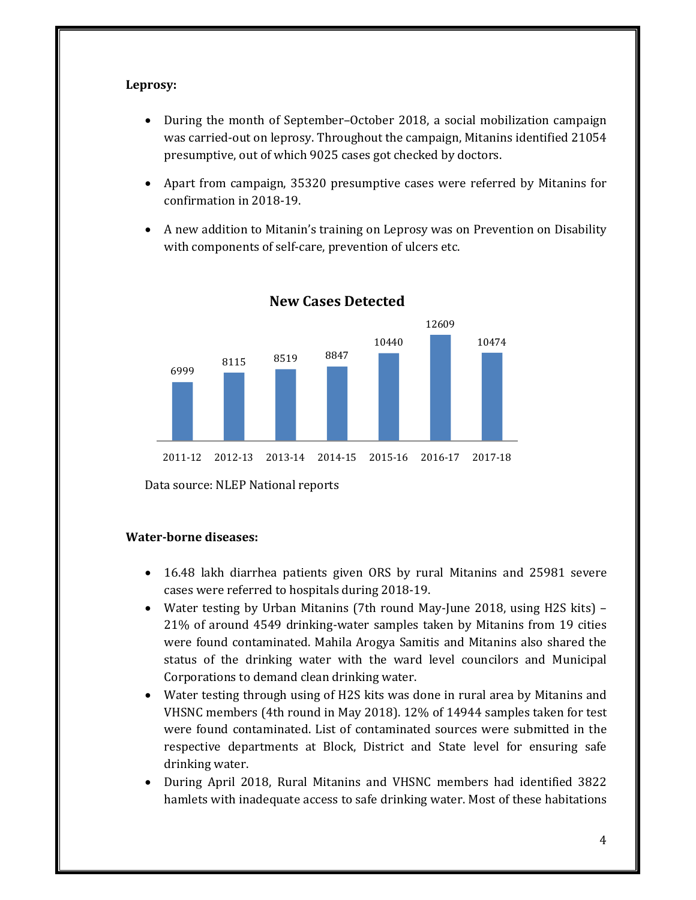**Leprosy:**

- During the month of September–October 2018, a social mobilization campaign was carried-out on leprosy. Throughout the campaign, Mitanins identified 21054 presumptive, out of which 9025 cases got checked by doctors.
- Apart from campaign, 35320 presumptive cases were referred by Mitanins for confirmation in 2018-19.
- A new addition to Mitanin's training on Leprosy was on Prevention on Disability with components of self-care, prevention of ulcers etc.

**New Cases Detected**

| 2011-12 | 2012-13 | 2013-14 | 2014-15 | 2015-16 | 2016-17 | 2017-18 |
|---|---|---|---|---|---|---|
| 6999 | 8115 | 8519 | 8847 | 10440 | 12609 | 10474 |

Data source: NLEP National reports

**Water-borne diseases:**

- 16.48 lakh diarrhea patients given ORS by rural Mitanins and 25981 severe cases were referred to hospitals during 2018-19.
- Water testing by Urban Mitanins (7th round May-June 2018, using H2S kits) – 21% of around 4549 drinking-water samples taken by Mitanins from 19 cities were found contaminated. Mahila Arogya Samitis and Mitanins also shared the status of the drinking water with the ward level councilors and Municipal Corporations to demand clean drinking water.
- Water testing through using of H2S kits was done in rural area by Mitanins and VHSNC members (4th round in May 2018). 12% of 14944 samples taken for test were found contaminated. List of contaminated sources were submitted in the respective departments at Block, District and State level for ensuring safe drinking water.
- During April 2018, Rural Mitanins and VHSNC members had identified 3822 hamlets with inadequate access to safe drinking water. Most of these habitations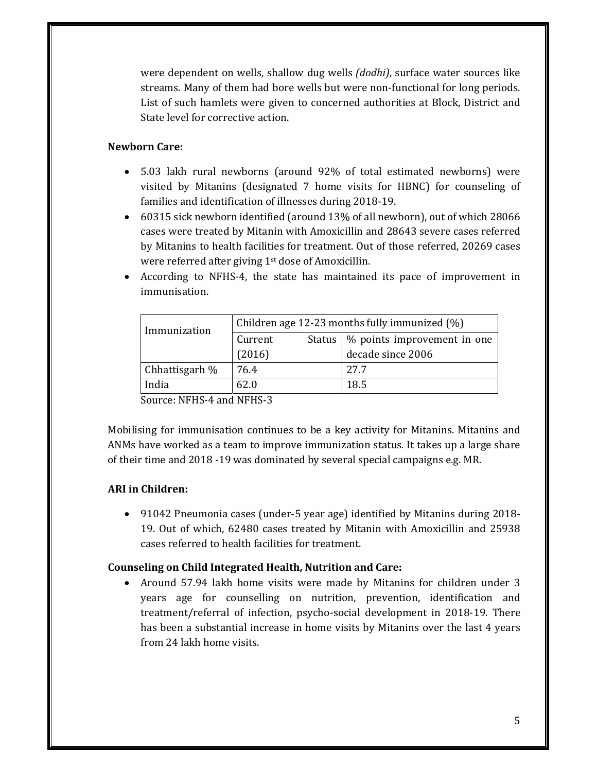were dependent on wells, shallow dug wells *(dodhi)*, surface water sources like streams. Many of them had bore wells but were non-functional for long periods. List of such hamlets were given to concerned authorities at Block, District and State level for corrective action.

**Newborn Care:**

- 5.03 lakh rural newborns (around 92% of total estimated newborns) were visited by Mitanins (designated 7 home visits for HBNC) for counseling of families and identification of illnesses during 2018-19.
- 60315 sick newborn identified (around 13% of all newborn), out of which 28066 cases were treated by Mitanin with Amoxicillin and 28643 severe cases referred by Mitanins to health facilities for treatment. Out of those referred, 20269 cases were referred after giving 1st dose of Amoxicillin.
- According to NFHS-4, the state has maintained its pace of improvement in immunisation.

| Immunization | Children age 12-23 months fully immunized (%) | |
|---|---|---|
| | Current Status (2016) | % points improvement in one decade since 2006 |
| Chhattisgarh % | 76.4 | 27.7 |
| India | 62.0 | 18.5 |

Source: NFHS-4 and NFHS-3

Mobilising for immunisation continues to be a key activity for Mitanins. Mitanins and ANMs have worked as a team to improve immunization status. It takes up a large share of their time and 2018 -19 was dominated by several special campaigns e.g. MR.

**ARI in Children:**

- 91042 Pneumonia cases (under-5 year age) identified by Mitanins during 2018-19. Out of which, 62480 cases treated by Mitanin with Amoxicillin and 25938 cases referred to health facilities for treatment.

**Counseling on Child Integrated Health, Nutrition and Care:**

- Around 57.94 lakh home visits were made by Mitanins for children under 3 years age for counselling on nutrition, prevention, identification and treatment/referral of infection, psycho-social development in 2018-19. There has been a substantial increase in home visits by Mitanins over the last 4 years from 24 lakh home visits.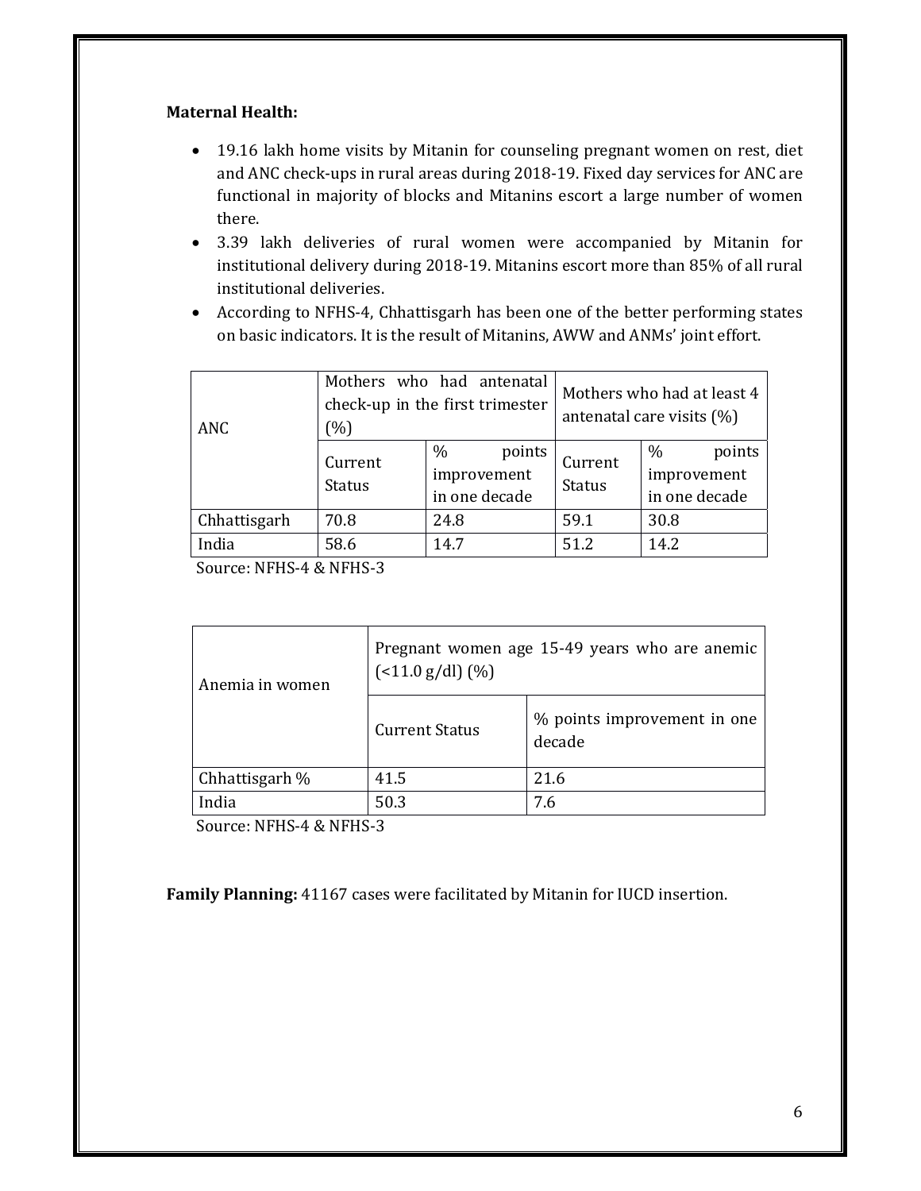**Maternal Health:**

- 19.16 lakh home visits by Mitanin for counseling pregnant women on rest, diet and ANC check-ups in rural areas during 2018-19. Fixed day services for ANC are functional in majority of blocks and Mitanins escort a large number of women there.
- 3.39 lakh deliveries of rural women were accompanied by Mitanin for institutional delivery during 2018-19. Mitanins escort more than 85% of all rural institutional deliveries.
- According to NFHS-4, Chhattisgarh has been one of the better performing states on basic indicators. It is the result of Mitanins, AWW and ANMs' joint effort.

| ANC | Mothers who had antenatal check-up in the first trimester (%) | | Mothers who had at least 4 antenatal care visits (%) | |
|---|---|---|---|---|
| | Current Status | % points improvement in one decade | Current Status | % points improvement in one decade |
| Chhattisgarh | 70.8 | 24.8 | 59.1 | 30.8 |
| India | 58.6 | 14.7 | 51.2 | 14.2 |

Source: NFHS-4 & NFHS-3

| Anemia in women | Pregnant women age 15-49 years who are anemic (<11.0 g/dl) (%) | |
|---|---|---|
| | Current Status | % points improvement in one decade |
| Chhattisgarh % | 41.5 | 21.6 |
| India | 50.3 | 7.6 |

Source: NFHS-4 & NFHS-3

**Family Planning:** 41167 cases were facilitated by Mitanin for IUCD insertion.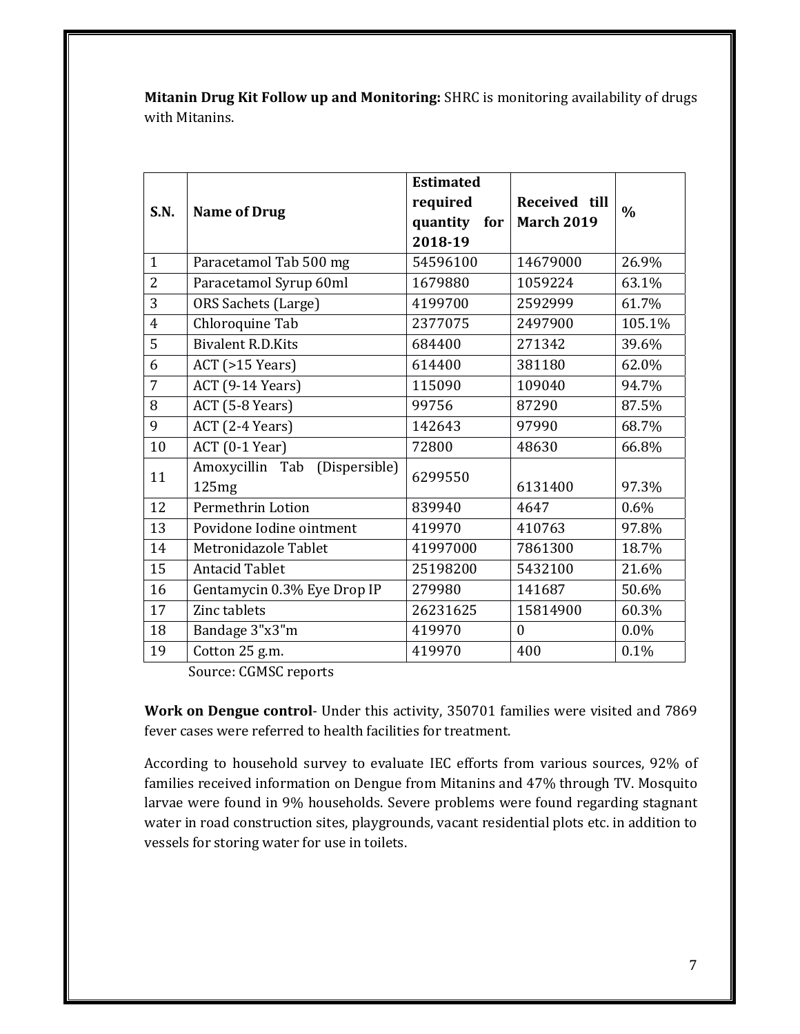**Mitanin Drug Kit Follow up and Monitoring:** SHRC is monitoring availability of drugs with Mitanins.

| S.N. | Name of Drug | Estimated required quantity for 2018-19 | Received till March 2019 | % |
|---|---|---|---|---|
| 1 | Paracetamol Tab 500 mg | 54596100 | 14679000 | 26.9% |
| 2 | Paracetamol Syrup 60ml | 1679880 | 1059224 | 63.1% |
| 3 | ORS Sachets (Large) | 4199700 | 2592999 | 61.7% |
| 4 | Chloroquine Tab | 2377075 | 2497900 | 105.1% |
| 5 | Bivalent R.D.Kits | 684400 | 271342 | 39.6% |
| 6 | ACT (>15 Years) | 614400 | 381180 | 62.0% |
| 7 | ACT (9-14 Years) | 115090 | 109040 | 94.7% |
| 8 | ACT (5-8 Years) | 99756 | 87290 | 87.5% |
| 9 | ACT (2-4 Years) | 142643 | 97990 | 68.7% |
| 10 | ACT (0-1 Year) | 72800 | 48630 | 66.8% |
| 11 | Amoxycillin Tab (Dispersible) 125mg | 6299550 | 6131400 | 97.3% |
| 12 | Permethrin Lotion | 839940 | 4647 | 0.6% |
| 13 | Povidone Iodine ointment | 419970 | 410763 | 97.8% |
| 14 | Metronidazole Tablet | 41997000 | 7861300 | 18.7% |
| 15 | Antacid Tablet | 25198200 | 5432100 | 21.6% |
| 16 | Gentamycin 0.3% Eye Drop IP | 279980 | 141687 | 50.6% |
| 17 | Zinc tablets | 26231625 | 15814900 | 60.3% |
| 18 | Bandage 3"x3"m | 419970 | 0 | 0.0% |
| 19 | Cotton 25 g.m. | 419970 | 400 | 0.1% |

Source: CGMSC reports

**Work on Dengue control**- Under this activity, 350701 families were visited and 7869 fever cases were referred to health facilities for treatment.

According to household survey to evaluate IEC efforts from various sources, 92% of families received information on Dengue from Mitanins and 47% through TV. Mosquito larvae were found in 9% households. Severe problems were found regarding stagnant water in road construction sites, playgrounds, vacant residential plots etc. in addition to vessels for storing water for use in toilets.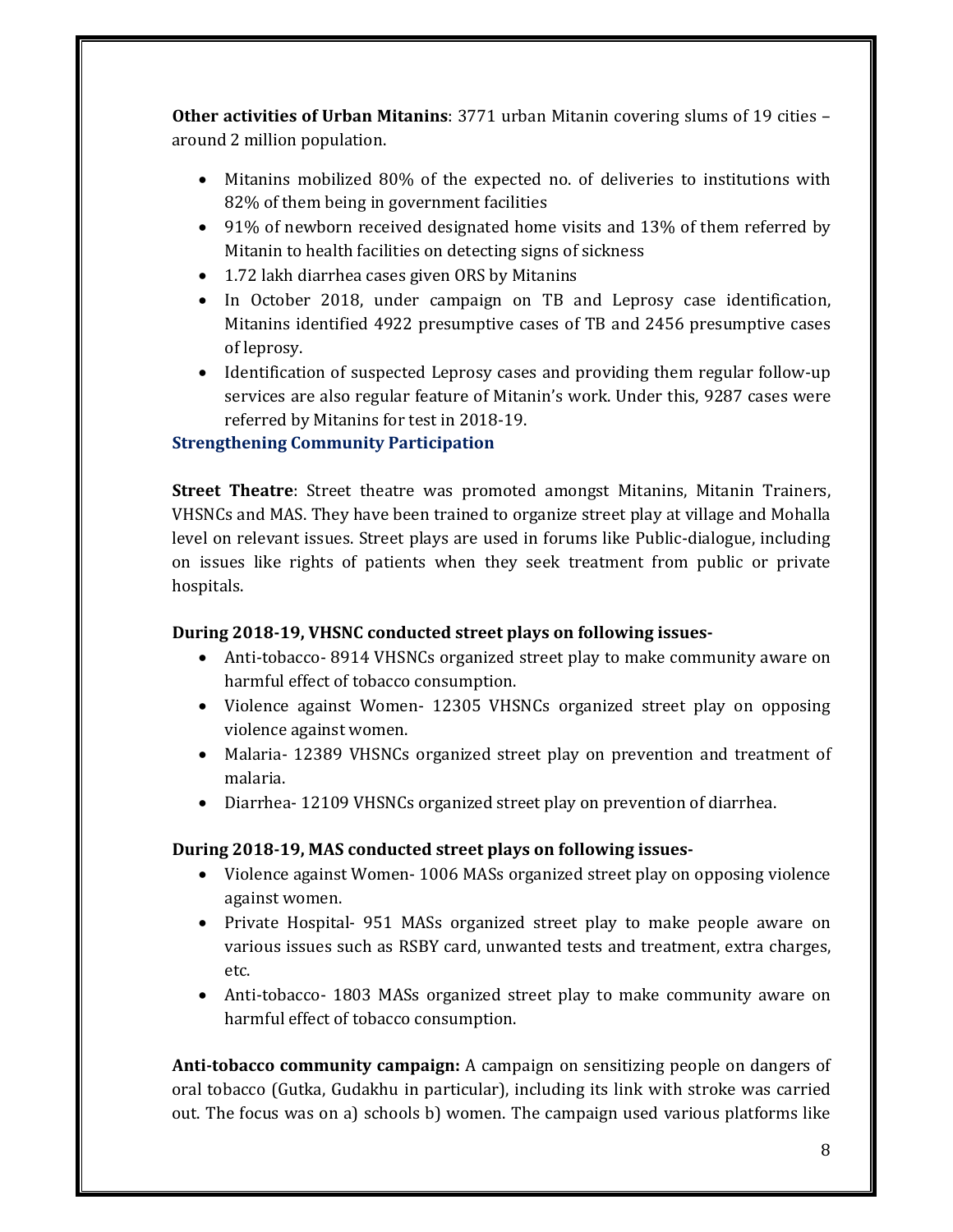**Other activities of Urban Mitanins**: 3771 urban Mitanin covering slums of 19 cities – around 2 million population.

- Mitanins mobilized 80% of the expected no. of deliveries to institutions with 82% of them being in government facilities
- 91% of newborn received designated home visits and 13% of them referred by Mitanin to health facilities on detecting signs of sickness
- 1.72 lakh diarrhea cases given ORS by Mitanins
- In October 2018, under campaign on TB and Leprosy case identification, Mitanins identified 4922 presumptive cases of TB and 2456 presumptive cases of leprosy.
- Identification of suspected Leprosy cases and providing them regular follow-up services are also regular feature of Mitanin's work. Under this, 9287 cases were referred by Mitanins for test in 2018-19.

### Strengthening Community Participation

**Street Theatre**: Street theatre was promoted amongst Mitanins, Mitanin Trainers, VHSNCs and MAS. They have been trained to organize street play at village and Mohalla level on relevant issues. Street plays are used in forums like Public-dialogue, including on issues like rights of patients when they seek treatment from public or private hospitals.

**During 2018-19, VHSNC conducted street plays on following issues-**

- Anti-tobacco- 8914 VHSNCs organized street play to make community aware on harmful effect of tobacco consumption.
- Violence against Women- 12305 VHSNCs organized street play on opposing violence against women.
- Malaria- 12389 VHSNCs organized street play on prevention and treatment of malaria.
- Diarrhea- 12109 VHSNCs organized street play on prevention of diarrhea.

**During 2018-19, MAS conducted street plays on following issues-**

- Violence against Women- 1006 MASs organized street play on opposing violence against women.
- Private Hospital- 951 MASs organized street play to make people aware on various issues such as RSBY card, unwanted tests and treatment, extra charges, etc.
- Anti-tobacco- 1803 MASs organized street play to make community aware on harmful effect of tobacco consumption.

**Anti-tobacco community campaign:** A campaign on sensitizing people on dangers of oral tobacco (Gutka, Gudakhu in particular), including its link with stroke was carried out. The focus was on a) schools b) women. The campaign used various platforms like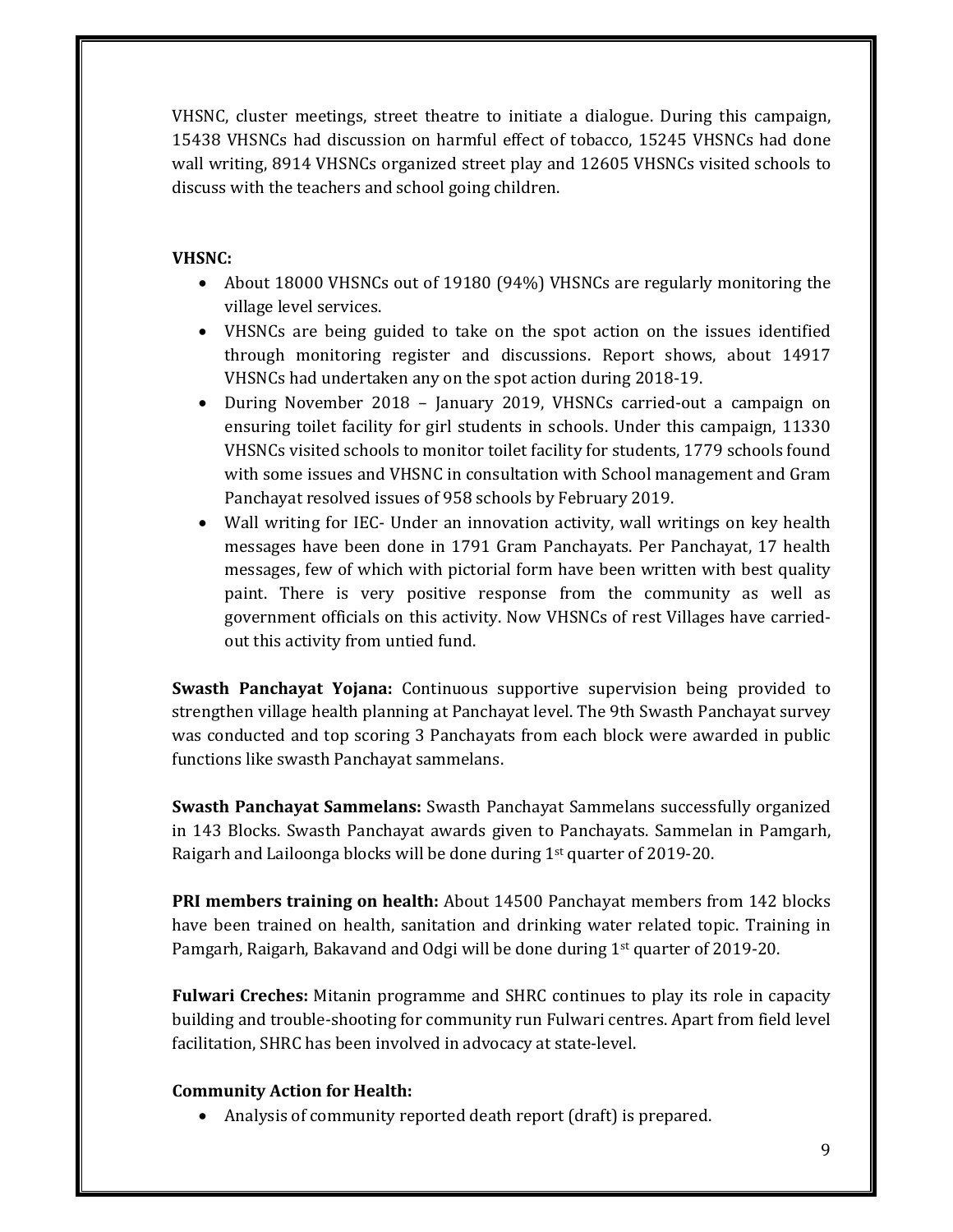VHSNC, cluster meetings, street theatre to initiate a dialogue. During this campaign, 15438 VHSNCs had discussion on harmful effect of tobacco, 15245 VHSNCs had done wall writing, 8914 VHSNCs organized street play and 12605 VHSNCs visited schools to discuss with the teachers and school going children.

**VHSNC:**

- About 18000 VHSNCs out of 19180 (94%) VHSNCs are regularly monitoring the village level services.
- VHSNCs are being guided to take on the spot action on the issues identified through monitoring register and discussions. Report shows, about 14917 VHSNCs had undertaken any on the spot action during 2018-19.
- During November 2018 – January 2019, VHSNCs carried-out a campaign on ensuring toilet facility for girl students in schools. Under this campaign, 11330 VHSNCs visited schools to monitor toilet facility for students, 1779 schools found with some issues and VHSNC in consultation with School management and Gram Panchayat resolved issues of 958 schools by February 2019.
- Wall writing for IEC- Under an innovation activity, wall writings on key health messages have been done in 1791 Gram Panchayats. Per Panchayat, 17 health messages, few of which with pictorial form have been written with best quality paint. There is very positive response from the community as well as government officials on this activity. Now VHSNCs of rest Villages have carried-out this activity from untied fund.

**Swasth Panchayat Yojana:** Continuous supportive supervision being provided to strengthen village health planning at Panchayat level. The 9th Swasth Panchayat survey was conducted and top scoring 3 Panchayats from each block were awarded in public functions like swasth Panchayat sammelans.

**Swasth Panchayat Sammelans:** Swasth Panchayat Sammelans successfully organized in 143 Blocks. Swasth Panchayat awards given to Panchayats. Sammelan in Pamgarh, Raigarh and Lailoonga blocks will be done during 1st quarter of 2019-20.

**PRI members training on health:** About 14500 Panchayat members from 142 blocks have been trained on health, sanitation and drinking water related topic. Training in Pamgarh, Raigarh, Bakavand and Odgi will be done during 1st quarter of 2019-20.

**Fulwari Creches:** Mitanin programme and SHRC continues to play its role in capacity building and trouble-shooting for community run Fulwari centres. Apart from field level facilitation, SHRC has been involved in advocacy at state-level.

**Community Action for Health:**

- Analysis of community reported death report (draft) is prepared.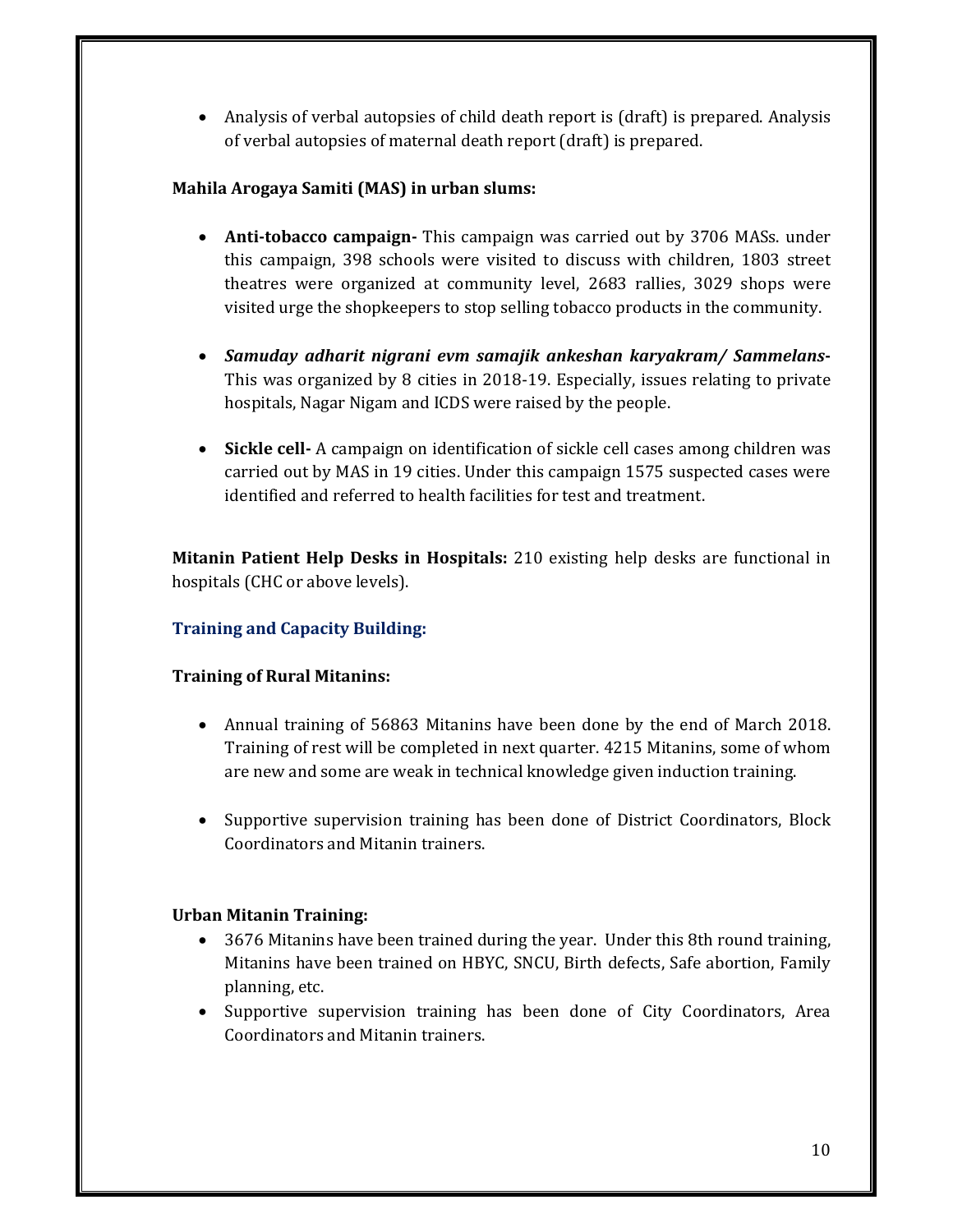- Analysis of verbal autopsies of child death report is (draft) is prepared. Analysis of verbal autopsies of maternal death report (draft) is prepared.

**Mahila Arogaya Samiti (MAS) in urban slums:**

- **Anti-tobacco campaign-** This campaign was carried out by 3706 MASs. under this campaign, 398 schools were visited to discuss with children, 1803 street theatres were organized at community level, 2683 rallies, 3029 shops were visited urge the shopkeepers to stop selling tobacco products in the community.

- ***Samuday adharit nigrani evm samajik ankeshan karyakram/ Sammelans-*** This was organized by 8 cities in 2018-19. Especially, issues relating to private hospitals, Nagar Nigam and ICDS were raised by the people.

- **Sickle cell-** A campaign on identification of sickle cell cases among children was carried out by MAS in 19 cities. Under this campaign 1575 suspected cases were identified and referred to health facilities for test and treatment.

**Mitanin Patient Help Desks in Hospitals:** 210 existing help desks are functional in hospitals (CHC or above levels).

### Training and Capacity Building:

**Training of Rural Mitanins:**

- Annual training of 56863 Mitanins have been done by the end of March 2018. Training of rest will be completed in next quarter. 4215 Mitanins, some of whom are new and some are weak in technical knowledge given induction training.

- Supportive supervision training has been done of District Coordinators, Block Coordinators and Mitanin trainers.

**Urban Mitanin Training:**

- 3676 Mitanins have been trained during the year. Under this 8th round training, Mitanins have been trained on HBYC, SNCU, Birth defects, Safe abortion, Family planning, etc.
- Supportive supervision training has been done of City Coordinators, Area Coordinators and Mitanin trainers.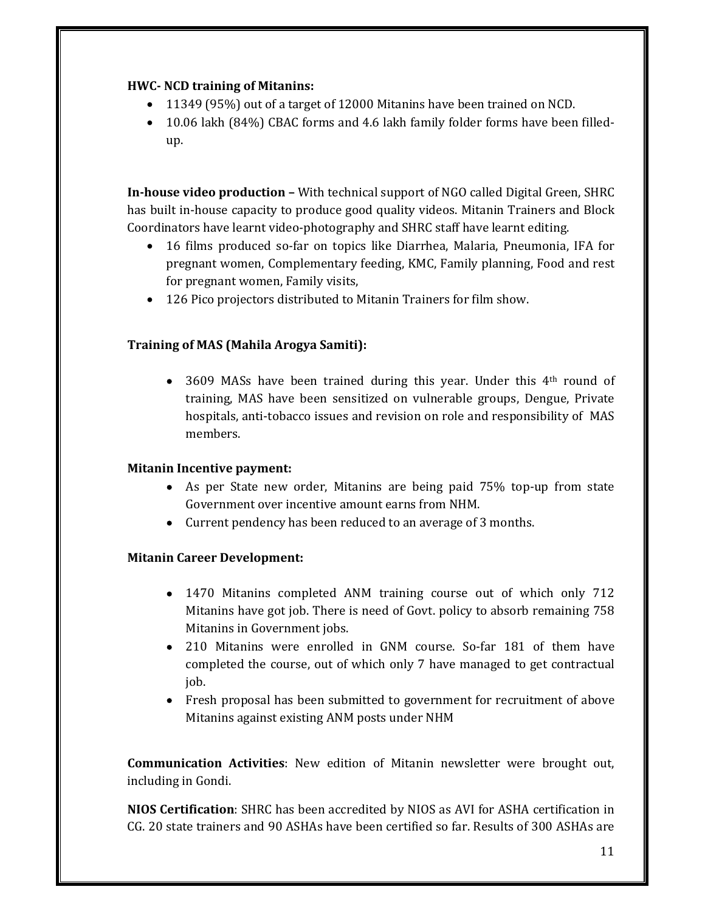**HWC- NCD training of Mitanins:**

- 11349 (95%) out of a target of 12000 Mitanins have been trained on NCD.
- 10.06 lakh (84%) CBAC forms and 4.6 lakh family folder forms have been filled-up.

**In-house video production –** With technical support of NGO called Digital Green, SHRC has built in-house capacity to produce good quality videos. Mitanin Trainers and Block Coordinators have learnt video-photography and SHRC staff have learnt editing.

- 16 films produced so-far on topics like Diarrhea, Malaria, Pneumonia, IFA for pregnant women, Complementary feeding, KMC, Family planning, Food and rest for pregnant women, Family visits,
- 126 Pico projectors distributed to Mitanin Trainers for film show.

**Training of MAS (Mahila Arogya Samiti):**

- 3609 MASs have been trained during this year. Under this 4th round of training, MAS have been sensitized on vulnerable groups, Dengue, Private hospitals, anti-tobacco issues and revision on role and responsibility of MAS members.

**Mitanin Incentive payment:**

- As per State new order, Mitanins are being paid 75% top-up from state Government over incentive amount earns from NHM.
- Current pendency has been reduced to an average of 3 months.

**Mitanin Career Development:**

- 1470 Mitanins completed ANM training course out of which only 712 Mitanins have got job. There is need of Govt. policy to absorb remaining 758 Mitanins in Government jobs.
- 210 Mitanins were enrolled in GNM course. So-far 181 of them have completed the course, out of which only 7 have managed to get contractual job.
- Fresh proposal has been submitted to government for recruitment of above Mitanins against existing ANM posts under NHM

**Communication Activities**: New edition of Mitanin newsletter were brought out, including in Gondi.

**NIOS Certification**: SHRC has been accredited by NIOS as AVI for ASHA certification in CG. 20 state trainers and 90 ASHAs have been certified so far. Results of 300 ASHAs are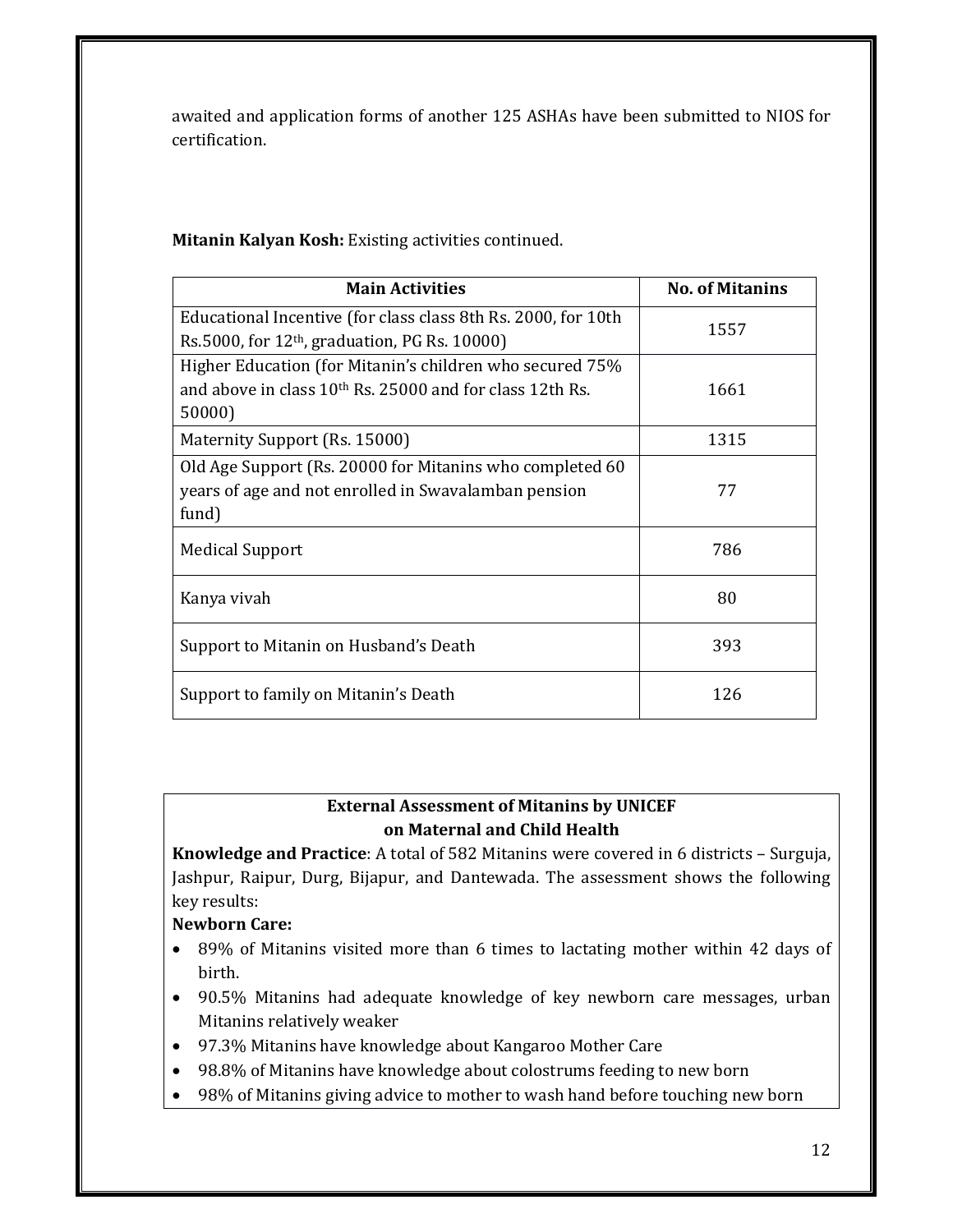awaited and application forms of another 125 ASHAs have been submitted to NIOS for certification.

**Mitanin Kalyan Kosh:** Existing activities continued.

| Main Activities | No. of Mitanins |
|---|---|
| Educational Incentive (for class class 8th Rs. 2000, for 10th Rs.5000, for 12th, graduation, PG Rs. 10000) | 1557 |
| Higher Education (for Mitanin's children who secured 75% and above in class 10th Rs. 25000 and for class 12th Rs. 50000) | 1661 |
| Maternity Support (Rs. 15000) | 1315 |
| Old Age Support (Rs. 20000 for Mitanins who completed 60 years of age and not enrolled in Swavalamban pension fund) | 77 |
| Medical Support | 786 |
| Kanya vivah | 80 |
| Support to Mitanin on Husband's Death | 393 |
| Support to family on Mitanin's Death | 126 |

**External Assessment of Mitanins by UNICEF on Maternal and Child Health**

**Knowledge and Practice**: A total of 582 Mitanins were covered in 6 districts – Surguja, Jashpur, Raipur, Durg, Bijapur, and Dantewada. The assessment shows the following key results:

**Newborn Care:**

- 89% of Mitanins visited more than 6 times to lactating mother within 42 days of birth.
- 90.5% Mitanins had adequate knowledge of key newborn care messages, urban Mitanins relatively weaker
- 97.3% Mitanins have knowledge about Kangaroo Mother Care
- 98.8% of Mitanins have knowledge about colostrums feeding to new born
- 98% of Mitanins giving advice to mother to wash hand before touching new born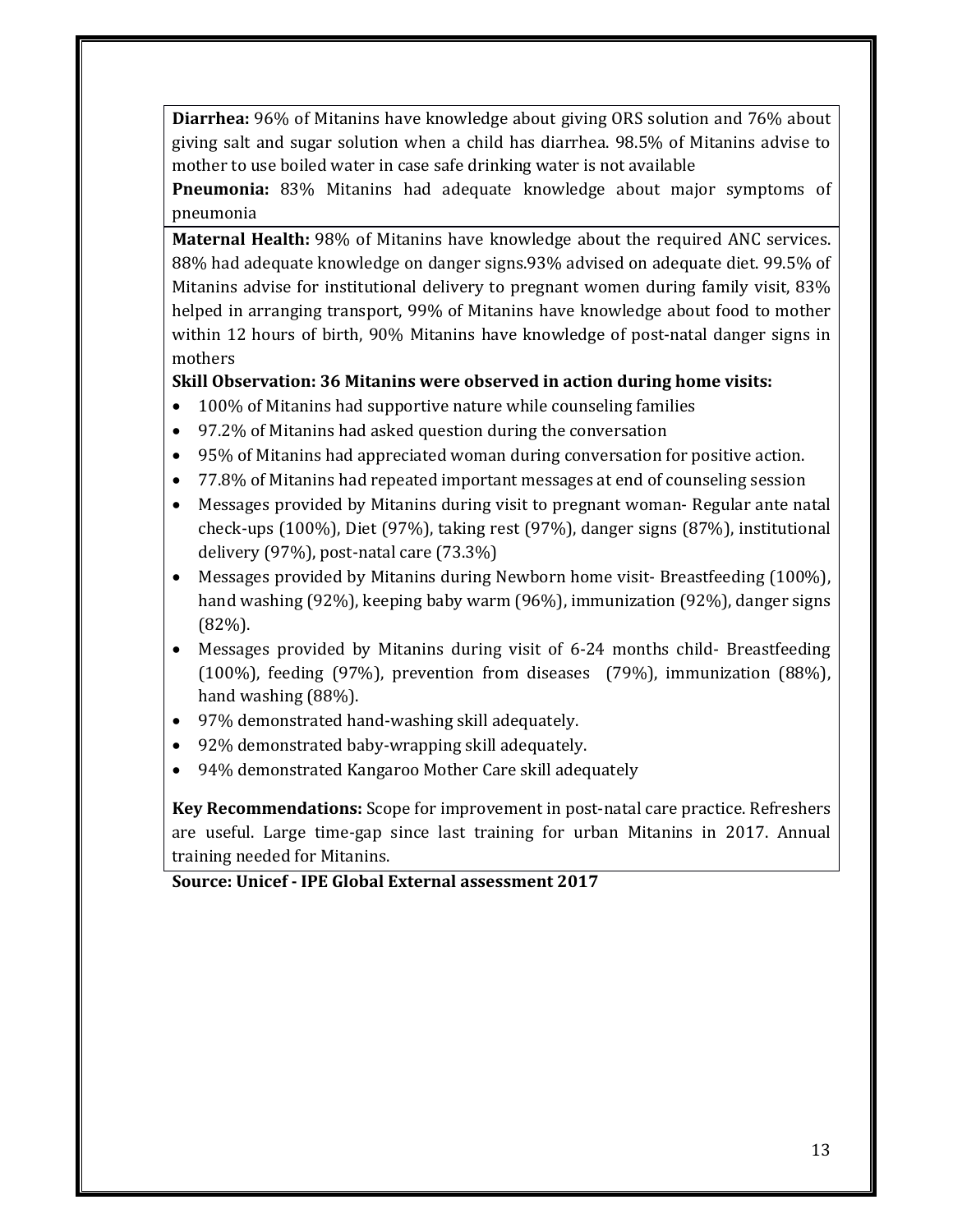**Diarrhea:** 96% of Mitanins have knowledge about giving ORS solution and 76% about giving salt and sugar solution when a child has diarrhea. 98.5% of Mitanins advise to mother to use boiled water in case safe drinking water is not available

**Pneumonia:** 83% Mitanins had adequate knowledge about major symptoms of pneumonia

**Maternal Health:** 98% of Mitanins have knowledge about the required ANC services. 88% had adequate knowledge on danger signs.93% advised on adequate diet. 99.5% of Mitanins advise for institutional delivery to pregnant women during family visit, 83% helped in arranging transport, 99% of Mitanins have knowledge about food to mother within 12 hours of birth, 90% Mitanins have knowledge of post-natal danger signs in mothers

**Skill Observation: 36 Mitanins were observed in action during home visits:**

- 100% of Mitanins had supportive nature while counseling families
- 97.2% of Mitanins had asked question during the conversation
- 95% of Mitanins had appreciated woman during conversation for positive action.
- 77.8% of Mitanins had repeated important messages at end of counseling session
- Messages provided by Mitanins during visit to pregnant woman- Regular ante natal check-ups (100%), Diet (97%), taking rest (97%), danger signs (87%), institutional delivery (97%), post-natal care (73.3%)
- Messages provided by Mitanins during Newborn home visit- Breastfeeding (100%), hand washing (92%), keeping baby warm (96%), immunization (92%), danger signs (82%).
- Messages provided by Mitanins during visit of 6-24 months child- Breastfeeding (100%), feeding (97%), prevention from diseases (79%), immunization (88%), hand washing (88%).
- 97% demonstrated hand-washing skill adequately.
- 92% demonstrated baby-wrapping skill adequately.
- 94% demonstrated Kangaroo Mother Care skill adequately

**Key Recommendations:** Scope for improvement in post-natal care practice. Refreshers are useful. Large time-gap since last training for urban Mitanins in 2017. Annual training needed for Mitanins.

**Source: Unicef - IPE Global External assessment 2017**